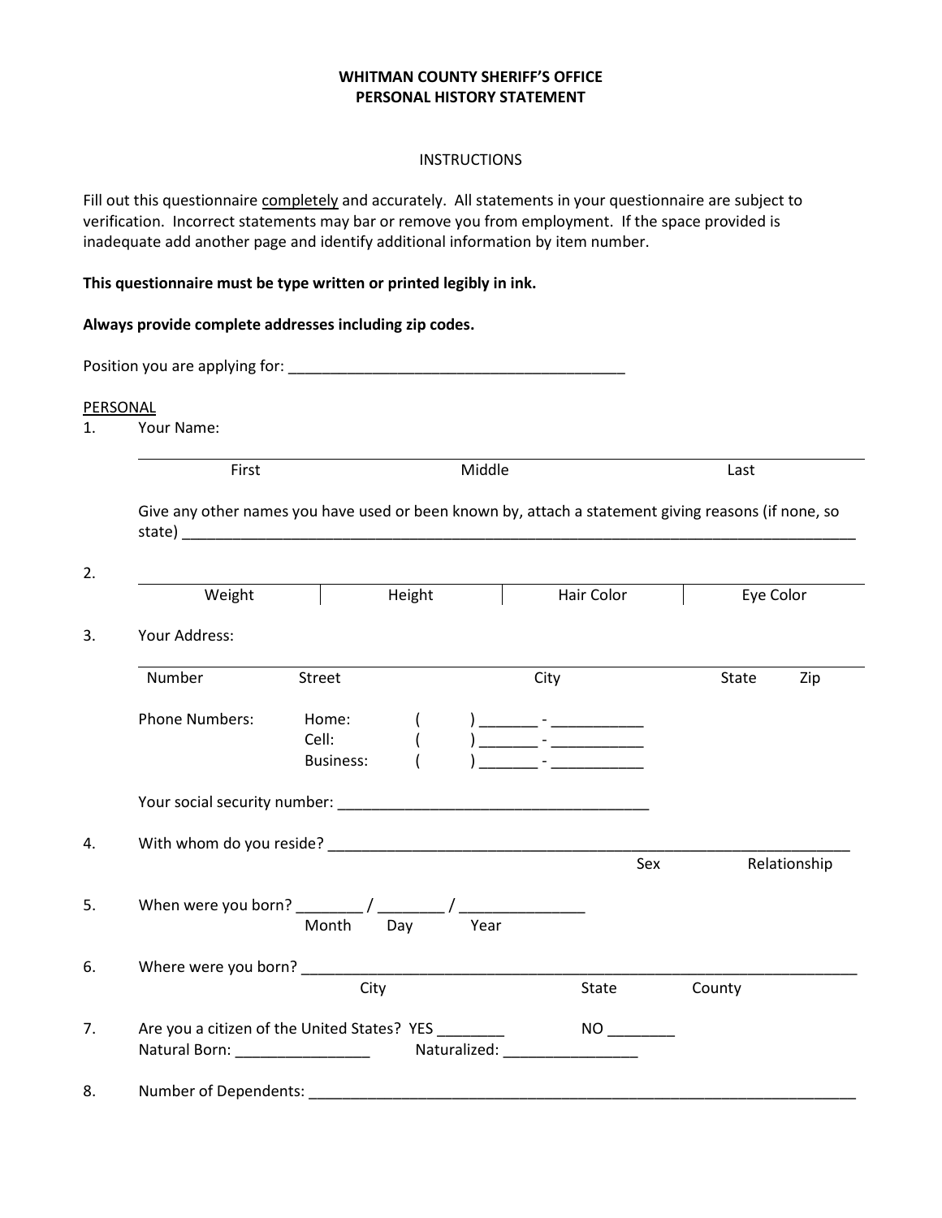# WHITMAN COUNTY SHERIFF'S OFFICE
# PERSONAL HISTORY STATEMENT

INSTRUCTIONS

Fill out this questionnaire completely and accurately. All statements in your questionnaire are subject to verification. Incorrect statements may bar or remove you from employment. If the space provided is inadequate add another page and identify additional information by item number.

**This questionnaire must be type written or printed legibly in ink.**

**Always provide complete addresses including zip codes.**

Position you are applying for: ________________________________________

PERSONAL

1. Your Name:

| First | Middle | Last |
|---|---|---|
| | | |

Give any other names you have used or been known by, attach a statement giving reasons (if none, so state) ________________________________________________________________________________

2.

| Weight | Height | Hair Color | Eye Color |
|---|---|---|---|
| | | | |

3. Your Address:

| Number | Street | City | State | Zip |
|---|---|---|---|---|
| | | | | |

Phone Numbers:
- Home: ( ) _______ - ___________
- Cell: ( ) _______ - ___________
- Business: ( ) _______ - ___________

Your social security number: _____________________________________

4. With whom do you reside? _________________________________________________________________
   Sex Relationship

5. When were you born? ________ / ________ / ______________
   Month Day Year

6. Where were you born? ____________________________________________________________________
   City State County

7. Are you a citizen of the United States? YES ________ NO ________
   Natural Born: ________________ Naturalized: ________________

8. Number of Dependents: ____________________________________________________________________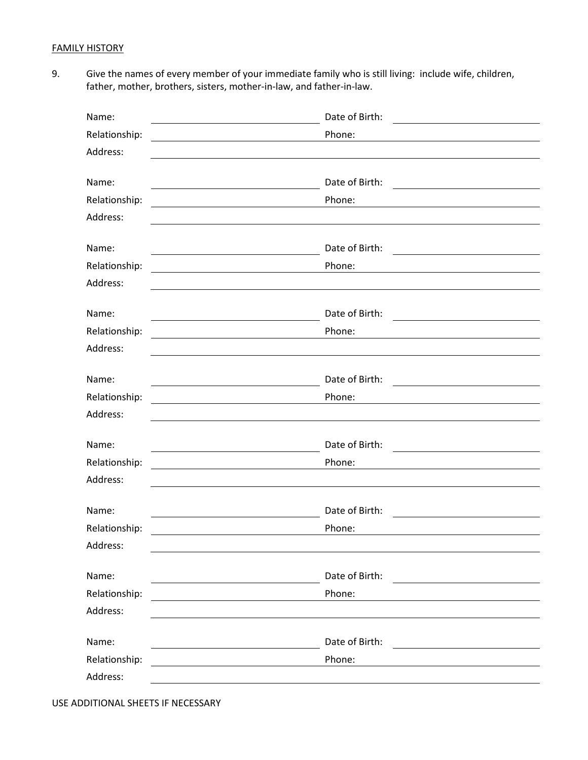FAMILY HISTORY

9. Give the names of every member of your immediate family who is still living: include wife, children, father, mother, brothers, sisters, mother-in-law, and father-in-law.

Name: \_\_\_\_\_\_\_\_\_\_\_\_\_\_\_\_\_\_\_\_ Date of Birth: \_\_\_\_\_\_\_\_\_\_\_\_\_\_\_\_\_\_\_\_
Relationship: \_\_\_\_\_\_\_\_\_\_\_\_\_\_\_\_\_\_\_\_ Phone: \_\_\_\_\_\_\_\_\_\_\_\_\_\_\_\_\_\_\_\_
Address: \_\_\_\_\_\_\_\_\_\_\_\_\_\_\_\_\_\_\_\_\_\_\_\_\_\_\_\_\_\_\_\_\_\_\_\_\_\_\_\_

Name: \_\_\_\_\_\_\_\_\_\_\_\_\_\_\_\_\_\_\_\_ Date of Birth: \_\_\_\_\_\_\_\_\_\_\_\_\_\_\_\_\_\_\_\_
Relationship: \_\_\_\_\_\_\_\_\_\_\_\_\_\_\_\_\_\_\_\_ Phone: \_\_\_\_\_\_\_\_\_\_\_\_\_\_\_\_\_\_\_\_
Address: \_\_\_\_\_\_\_\_\_\_\_\_\_\_\_\_\_\_\_\_\_\_\_\_\_\_\_\_\_\_\_\_\_\_\_\_\_\_\_\_

Name: \_\_\_\_\_\_\_\_\_\_\_\_\_\_\_\_\_\_\_\_ Date of Birth: \_\_\_\_\_\_\_\_\_\_\_\_\_\_\_\_\_\_\_\_
Relationship: \_\_\_\_\_\_\_\_\_\_\_\_\_\_\_\_\_\_\_\_ Phone: \_\_\_\_\_\_\_\_\_\_\_\_\_\_\_\_\_\_\_\_
Address: \_\_\_\_\_\_\_\_\_\_\_\_\_\_\_\_\_\_\_\_\_\_\_\_\_\_\_\_\_\_\_\_\_\_\_\_\_\_\_\_

Name: \_\_\_\_\_\_\_\_\_\_\_\_\_\_\_\_\_\_\_\_ Date of Birth: \_\_\_\_\_\_\_\_\_\_\_\_\_\_\_\_\_\_\_\_
Relationship: \_\_\_\_\_\_\_\_\_\_\_\_\_\_\_\_\_\_\_\_ Phone: \_\_\_\_\_\_\_\_\_\_\_\_\_\_\_\_\_\_\_\_
Address: \_\_\_\_\_\_\_\_\_\_\_\_\_\_\_\_\_\_\_\_\_\_\_\_\_\_\_\_\_\_\_\_\_\_\_\_\_\_\_\_

Name: \_\_\_\_\_\_\_\_\_\_\_\_\_\_\_\_\_\_\_\_ Date of Birth: \_\_\_\_\_\_\_\_\_\_\_\_\_\_\_\_\_\_\_\_
Relationship: \_\_\_\_\_\_\_\_\_\_\_\_\_\_\_\_\_\_\_\_ Phone: \_\_\_\_\_\_\_\_\_\_\_\_\_\_\_\_\_\_\_\_
Address: \_\_\_\_\_\_\_\_\_\_\_\_\_\_\_\_\_\_\_\_\_\_\_\_\_\_\_\_\_\_\_\_\_\_\_\_\_\_\_\_

Name: \_\_\_\_\_\_\_\_\_\_\_\_\_\_\_\_\_\_\_\_ Date of Birth: \_\_\_\_\_\_\_\_\_\_\_\_\_\_\_\_\_\_\_\_
Relationship: \_\_\_\_\_\_\_\_\_\_\_\_\_\_\_\_\_\_\_\_ Phone: \_\_\_\_\_\_\_\_\_\_\_\_\_\_\_\_\_\_\_\_
Address: \_\_\_\_\_\_\_\_\_\_\_\_\_\_\_\_\_\_\_\_\_\_\_\_\_\_\_\_\_\_\_\_\_\_\_\_\_\_\_\_

Name: \_\_\_\_\_\_\_\_\_\_\_\_\_\_\_\_\_\_\_\_ Date of Birth: \_\_\_\_\_\_\_\_\_\_\_\_\_\_\_\_\_\_\_\_
Relationship: \_\_\_\_\_\_\_\_\_\_\_\_\_\_\_\_\_\_\_\_ Phone: \_\_\_\_\_\_\_\_\_\_\_\_\_\_\_\_\_\_\_\_
Address: \_\_\_\_\_\_\_\_\_\_\_\_\_\_\_\_\_\_\_\_\_\_\_\_\_\_\_\_\_\_\_\_\_\_\_\_\_\_\_\_

Name: \_\_\_\_\_\_\_\_\_\_\_\_\_\_\_\_\_\_\_\_ Date of Birth: \_\_\_\_\_\_\_\_\_\_\_\_\_\_\_\_\_\_\_\_
Relationship: \_\_\_\_\_\_\_\_\_\_\_\_\_\_\_\_\_\_\_\_ Phone: \_\_\_\_\_\_\_\_\_\_\_\_\_\_\_\_\_\_\_\_
Address: \_\_\_\_\_\_\_\_\_\_\_\_\_\_\_\_\_\_\_\_\_\_\_\_\_\_\_\_\_\_\_\_\_\_\_\_\_\_\_\_

Name: \_\_\_\_\_\_\_\_\_\_\_\_\_\_\_\_\_\_\_\_ Date of Birth: \_\_\_\_\_\_\_\_\_\_\_\_\_\_\_\_\_\_\_\_
Relationship: \_\_\_\_\_\_\_\_\_\_\_\_\_\_\_\_\_\_\_\_ Phone: \_\_\_\_\_\_\_\_\_\_\_\_\_\_\_\_\_\_\_\_
Address: \_\_\_\_\_\_\_\_\_\_\_\_\_\_\_\_\_\_\_\_\_\_\_\_\_\_\_\_\_\_\_\_\_\_\_\_\_\_\_\_

USE ADDITIONAL SHEETS IF NECESSARY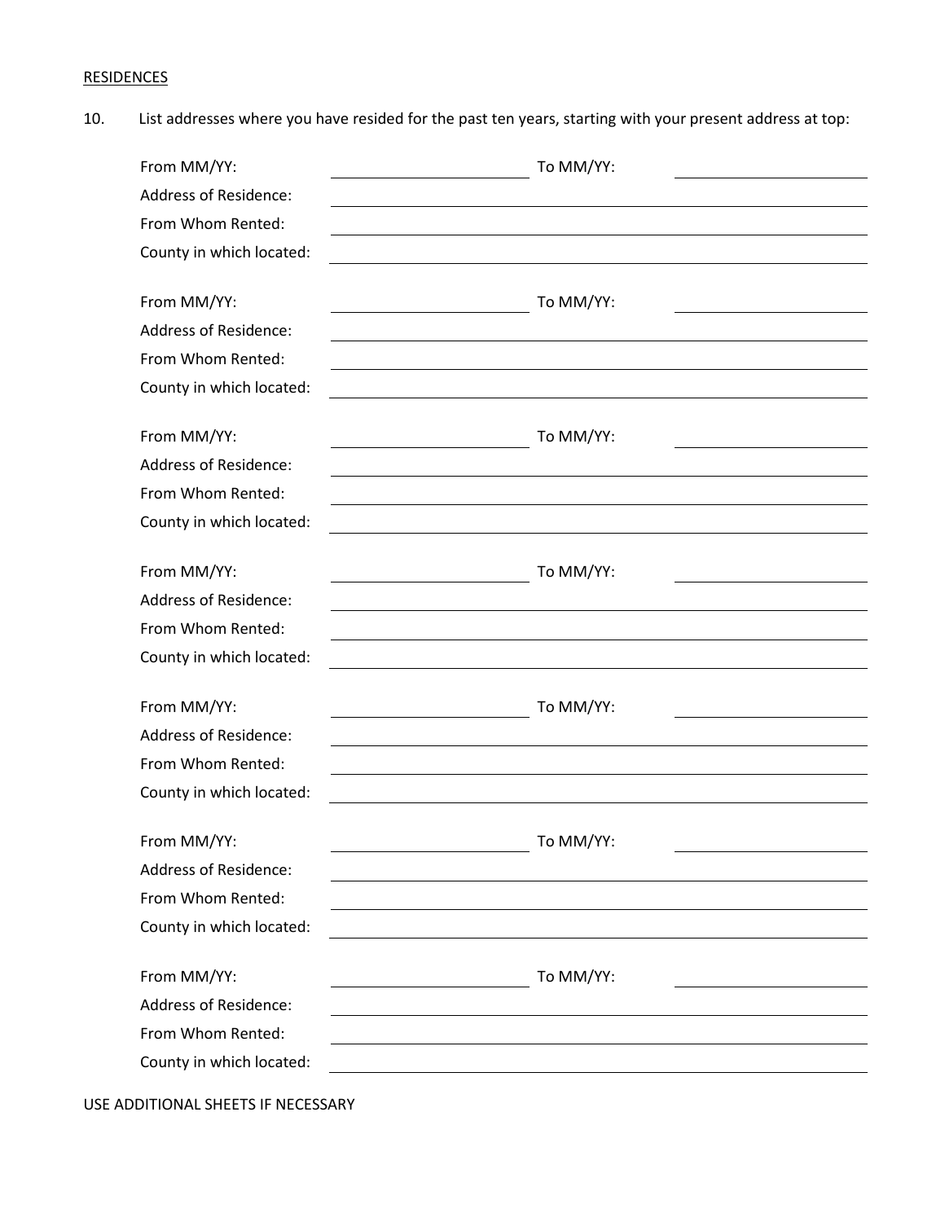RESIDENCES

10. List addresses where you have resided for the past ten years, starting with your present address at top:

From MM/YY: ______________________ To MM/YY: ______________________
Address of Residence: ______________________________________________
From Whom Rented: ______________________________________________
County in which located: ______________________________________________

From MM/YY: ______________________ To MM/YY: ______________________
Address of Residence: ______________________________________________
From Whom Rented: ______________________________________________
County in which located: ______________________________________________

From MM/YY: ______________________ To MM/YY: ______________________
Address of Residence: ______________________________________________
From Whom Rented: ______________________________________________
County in which located: ______________________________________________

From MM/YY: ______________________ To MM/YY: ______________________
Address of Residence: ______________________________________________
From Whom Rented: ______________________________________________
County in which located: ______________________________________________

From MM/YY: ______________________ To MM/YY: ______________________
Address of Residence: ______________________________________________
From Whom Rented: ______________________________________________
County in which located: ______________________________________________

From MM/YY: ______________________ To MM/YY: ______________________
Address of Residence: ______________________________________________
From Whom Rented: ______________________________________________
County in which located: ______________________________________________

From MM/YY: ______________________ To MM/YY: ______________________
Address of Residence: ______________________________________________
From Whom Rented: ______________________________________________
County in which located: ______________________________________________

USE ADDITIONAL SHEETS IF NECESSARY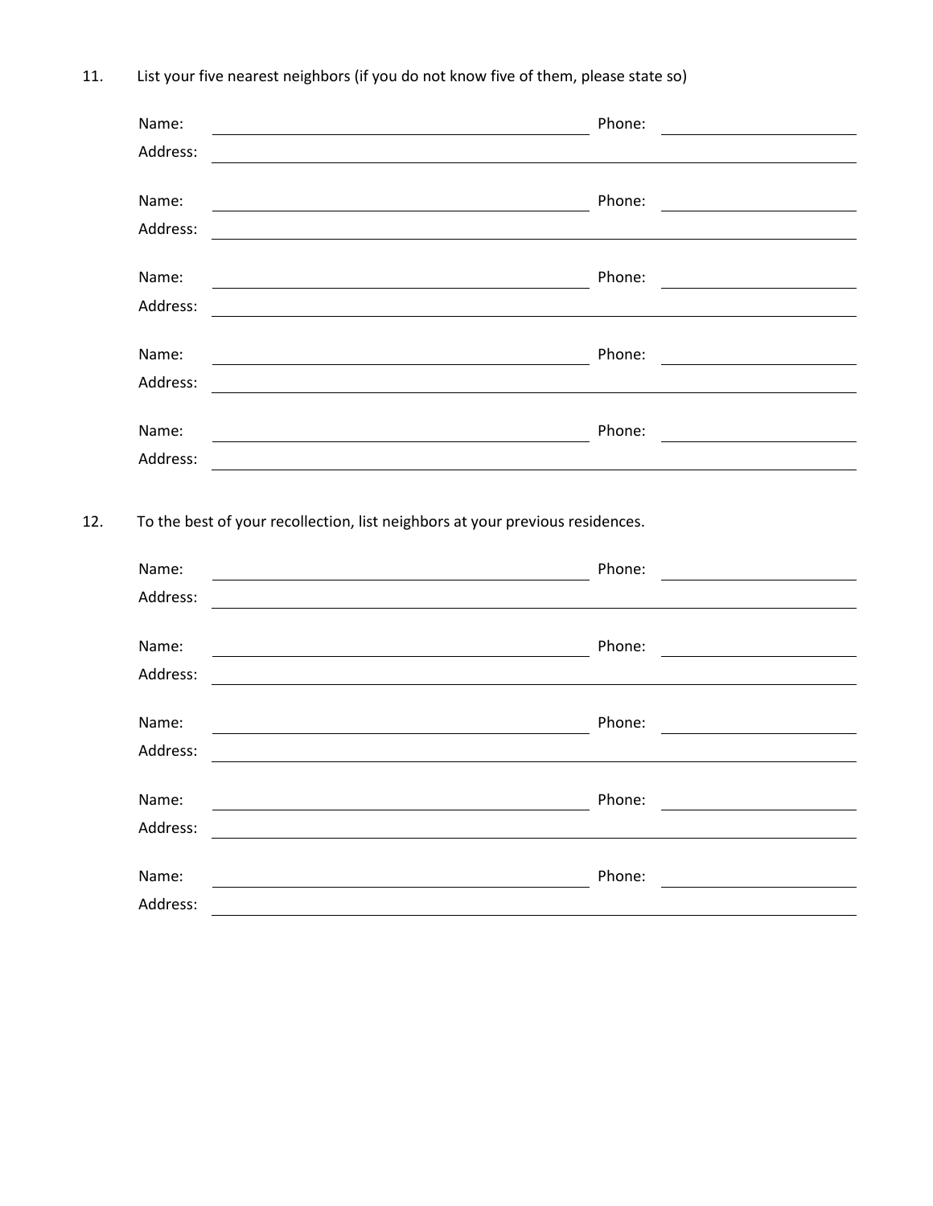11. List your five nearest neighbors (if you do not know five of them, please state so)

Name: \_\_\_\_\_\_\_\_\_\_\_\_\_\_\_\_\_\_\_\_\_\_\_\_\_\_\_\_\_\_\_\_\_\_\_\_\_\_\_\_ Phone: \_\_\_\_\_\_\_\_\_\_\_\_\_\_\_\_\_\_\_\_
Address: \_\_\_\_\_\_\_\_\_\_\_\_\_\_\_\_\_\_\_\_\_\_\_\_\_\_\_\_\_\_\_\_\_\_\_\_\_\_\_\_\_\_\_\_\_\_\_\_\_\_\_\_\_\_\_\_\_\_\_\_\_\_

Name: \_\_\_\_\_\_\_\_\_\_\_\_\_\_\_\_\_\_\_\_\_\_\_\_\_\_\_\_\_\_\_\_\_\_\_\_\_\_\_\_ Phone: \_\_\_\_\_\_\_\_\_\_\_\_\_\_\_\_\_\_\_\_
Address: \_\_\_\_\_\_\_\_\_\_\_\_\_\_\_\_\_\_\_\_\_\_\_\_\_\_\_\_\_\_\_\_\_\_\_\_\_\_\_\_\_\_\_\_\_\_\_\_\_\_\_\_\_\_\_\_\_\_\_\_\_\_

Name: \_\_\_\_\_\_\_\_\_\_\_\_\_\_\_\_\_\_\_\_\_\_\_\_\_\_\_\_\_\_\_\_\_\_\_\_\_\_\_\_ Phone: \_\_\_\_\_\_\_\_\_\_\_\_\_\_\_\_\_\_\_\_
Address: \_\_\_\_\_\_\_\_\_\_\_\_\_\_\_\_\_\_\_\_\_\_\_\_\_\_\_\_\_\_\_\_\_\_\_\_\_\_\_\_\_\_\_\_\_\_\_\_\_\_\_\_\_\_\_\_\_\_\_\_\_\_

Name: \_\_\_\_\_\_\_\_\_\_\_\_\_\_\_\_\_\_\_\_\_\_\_\_\_\_\_\_\_\_\_\_\_\_\_\_\_\_\_\_ Phone: \_\_\_\_\_\_\_\_\_\_\_\_\_\_\_\_\_\_\_\_
Address: \_\_\_\_\_\_\_\_\_\_\_\_\_\_\_\_\_\_\_\_\_\_\_\_\_\_\_\_\_\_\_\_\_\_\_\_\_\_\_\_\_\_\_\_\_\_\_\_\_\_\_\_\_\_\_\_\_\_\_\_\_\_

Name: \_\_\_\_\_\_\_\_\_\_\_\_\_\_\_\_\_\_\_\_\_\_\_\_\_\_\_\_\_\_\_\_\_\_\_\_\_\_\_\_ Phone: \_\_\_\_\_\_\_\_\_\_\_\_\_\_\_\_\_\_\_\_
Address: \_\_\_\_\_\_\_\_\_\_\_\_\_\_\_\_\_\_\_\_\_\_\_\_\_\_\_\_\_\_\_\_\_\_\_\_\_\_\_\_\_\_\_\_\_\_\_\_\_\_\_\_\_\_\_\_\_\_\_\_\_\_

12. To the best of your recollection, list neighbors at your previous residences.

Name: \_\_\_\_\_\_\_\_\_\_\_\_\_\_\_\_\_\_\_\_\_\_\_\_\_\_\_\_\_\_\_\_\_\_\_\_\_\_\_\_ Phone: \_\_\_\_\_\_\_\_\_\_\_\_\_\_\_\_\_\_\_\_
Address: \_\_\_\_\_\_\_\_\_\_\_\_\_\_\_\_\_\_\_\_\_\_\_\_\_\_\_\_\_\_\_\_\_\_\_\_\_\_\_\_\_\_\_\_\_\_\_\_\_\_\_\_\_\_\_\_\_\_\_\_\_\_

Name: \_\_\_\_\_\_\_\_\_\_\_\_\_\_\_\_\_\_\_\_\_\_\_\_\_\_\_\_\_\_\_\_\_\_\_\_\_\_\_\_ Phone: \_\_\_\_\_\_\_\_\_\_\_\_\_\_\_\_\_\_\_\_
Address: \_\_\_\_\_\_\_\_\_\_\_\_\_\_\_\_\_\_\_\_\_\_\_\_\_\_\_\_\_\_\_\_\_\_\_\_\_\_\_\_\_\_\_\_\_\_\_\_\_\_\_\_\_\_\_\_\_\_\_\_\_\_

Name: \_\_\_\_\_\_\_\_\_\_\_\_\_\_\_\_\_\_\_\_\_\_\_\_\_\_\_\_\_\_\_\_\_\_\_\_\_\_\_\_ Phone: \_\_\_\_\_\_\_\_\_\_\_\_\_\_\_\_\_\_\_\_
Address: \_\_\_\_\_\_\_\_\_\_\_\_\_\_\_\_\_\_\_\_\_\_\_\_\_\_\_\_\_\_\_\_\_\_\_\_\_\_\_\_\_\_\_\_\_\_\_\_\_\_\_\_\_\_\_\_\_\_\_\_\_\_

Name: \_\_\_\_\_\_\_\_\_\_\_\_\_\_\_\_\_\_\_\_\_\_\_\_\_\_\_\_\_\_\_\_\_\_\_\_\_\_\_\_ Phone: \_\_\_\_\_\_\_\_\_\_\_\_\_\_\_\_\_\_\_\_
Address: \_\_\_\_\_\_\_\_\_\_\_\_\_\_\_\_\_\_\_\_\_\_\_\_\_\_\_\_\_\_\_\_\_\_\_\_\_\_\_\_\_\_\_\_\_\_\_\_\_\_\_\_\_\_\_\_\_\_\_\_\_\_

Name: \_\_\_\_\_\_\_\_\_\_\_\_\_\_\_\_\_\_\_\_\_\_\_\_\_\_\_\_\_\_\_\_\_\_\_\_\_\_\_\_ Phone: \_\_\_\_\_\_\_\_\_\_\_\_\_\_\_\_\_\_\_\_
Address: \_\_\_\_\_\_\_\_\_\_\_\_\_\_\_\_\_\_\_\_\_\_\_\_\_\_\_\_\_\_\_\_\_\_\_\_\_\_\_\_\_\_\_\_\_\_\_\_\_\_\_\_\_\_\_\_\_\_\_\_\_\_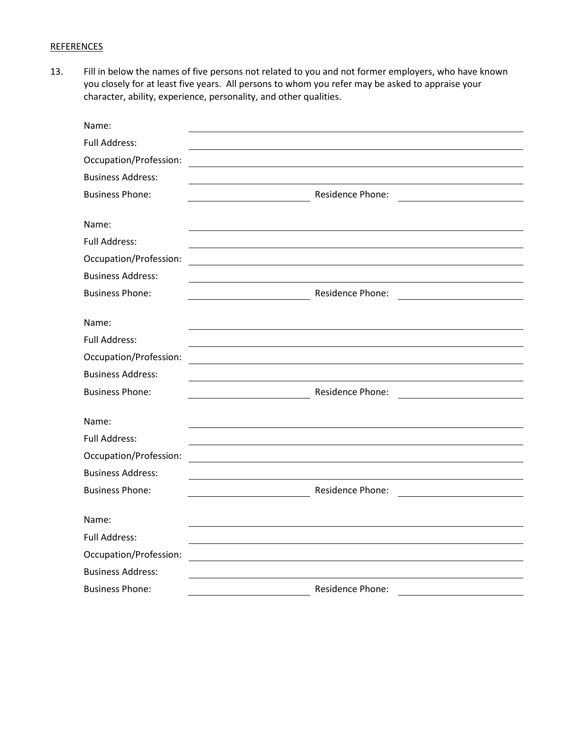<u>REFERENCES</u>

13. Fill in below the names of five persons not related to you and not former employers, who have known you closely for at least five years. All persons to whom you refer may be asked to appraise your character, ability, experience, personality, and other qualities.

Name: ______________________________________________

Full Address: ______________________________________________

Occupation/Profession: ______________________________________________

Business Address: ______________________________________________

Business Phone: ____________________ Residence Phone: ____________________

Name: ______________________________________________

Full Address: ______________________________________________

Occupation/Profession: ______________________________________________

Business Address: ______________________________________________

Business Phone: ____________________ Residence Phone: ____________________

Name: ______________________________________________

Full Address: ______________________________________________

Occupation/Profession: ______________________________________________

Business Address: ______________________________________________

Business Phone: ____________________ Residence Phone: ____________________

Name: ______________________________________________

Full Address: ______________________________________________

Occupation/Profession: ______________________________________________

Business Address: ______________________________________________

Business Phone: ____________________ Residence Phone: ____________________

Name: ______________________________________________

Full Address: ______________________________________________

Occupation/Profession: ______________________________________________

Business Address: ______________________________________________

Business Phone: ____________________ Residence Phone: ____________________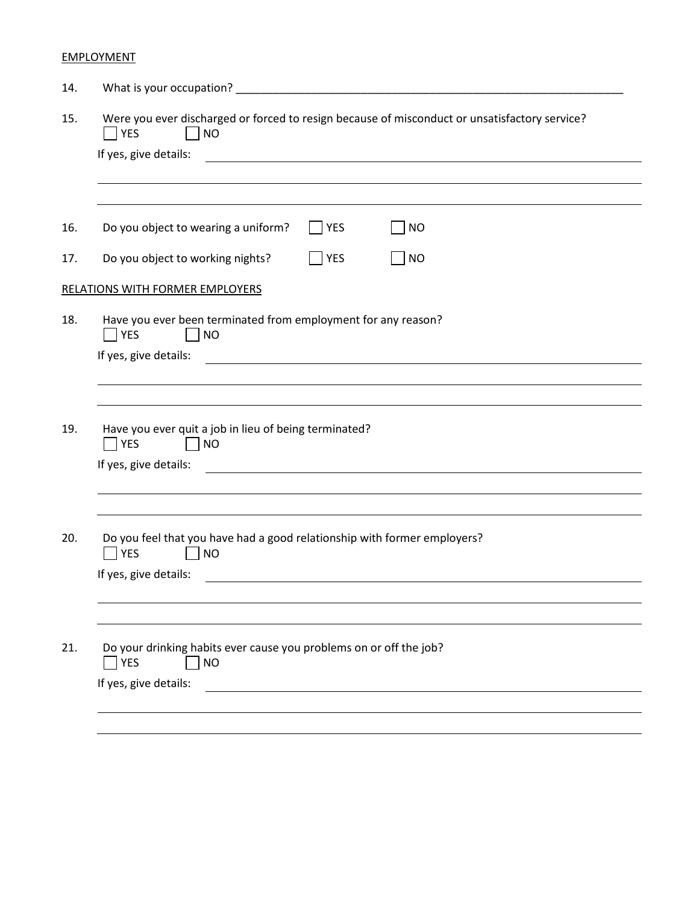EMPLOYMENT

14. What is your occupation? ________________________________________________________________

15. Were you ever discharged or forced to resign because of misconduct or unsatisfactory service?

☐ YES ☐ NO

If yes, give details: ________________________________________________________________

________________________________________________________________

________________________________________________________________

16. Do you object to wearing a uniform? ☐ YES ☐ NO

17. Do you object to working nights? ☐ YES ☐ NO

RELATIONS WITH FORMER EMPLOYERS

18. Have you ever been terminated from employment for any reason?

☐ YES ☐ NO

If yes, give details: ________________________________________________________________

________________________________________________________________

________________________________________________________________

19. Have you ever quit a job in lieu of being terminated?

☐ YES ☐ NO

If yes, give details: ________________________________________________________________

________________________________________________________________

________________________________________________________________

20. Do you feel that you have had a good relationship with former employers?

☐ YES ☐ NO

If yes, give details: ________________________________________________________________

________________________________________________________________

________________________________________________________________

21. Do your drinking habits ever cause you problems on or off the job?

☐ YES ☐ NO

If yes, give details: ________________________________________________________________

________________________________________________________________

________________________________________________________________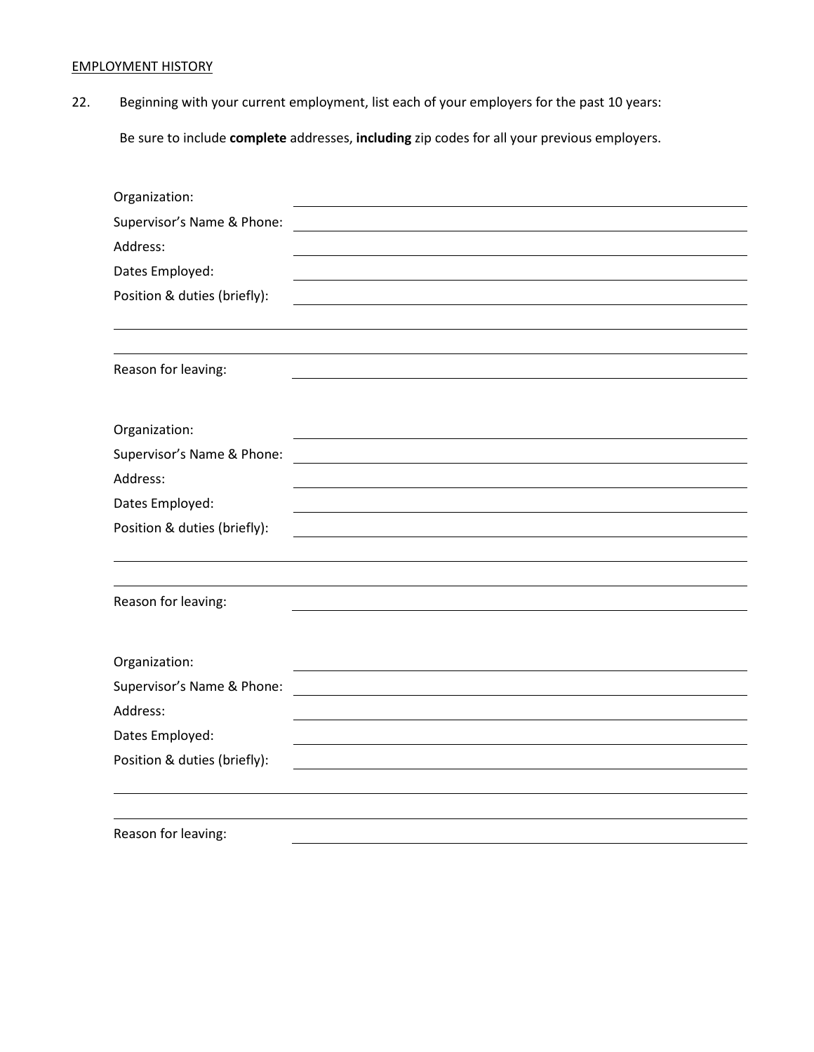EMPLOYMENT HISTORY

22. Beginning with your current employment, list each of your employers for the past 10 years:

Be sure to include **complete** addresses, **including** zip codes for all your previous employers.

Organization: ______________________________

Supervisor's Name & Phone: ______________________________

Address: ______________________________

Dates Employed: ______________________________

Position & duties (briefly): ______________________________

______________________________

______________________________

Reason for leaving: ______________________________

Organization: ______________________________

Supervisor's Name & Phone: ______________________________

Address: ______________________________

Dates Employed: ______________________________

Position & duties (briefly): ______________________________

______________________________

______________________________

Reason for leaving: ______________________________

Organization: ______________________________

Supervisor's Name & Phone: ______________________________

Address: ______________________________

Dates Employed: ______________________________

Position & duties (briefly): ______________________________

______________________________

______________________________

Reason for leaving: ______________________________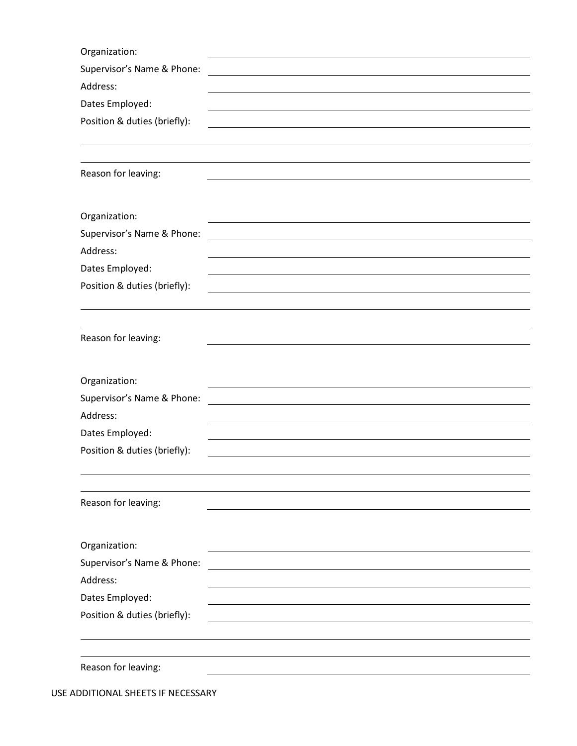Organization: ______________________________

Supervisor's Name & Phone: ______________________________

Address: ______________________________

Dates Employed: ______________________________

Position & duties (briefly): ______________________________

______________________________________________

______________________________________________

Reason for leaving: ______________________________

Organization: ______________________________

Supervisor's Name & Phone: ______________________________

Address: ______________________________

Dates Employed: ______________________________

Position & duties (briefly): ______________________________

______________________________________________

______________________________________________

Reason for leaving: ______________________________

Organization: ______________________________

Supervisor's Name & Phone: ______________________________

Address: ______________________________

Dates Employed: ______________________________

Position & duties (briefly): ______________________________

______________________________________________

______________________________________________

Reason for leaving: ______________________________

Organization: ______________________________

Supervisor's Name & Phone: ______________________________

Address: ______________________________

Dates Employed: ______________________________

Position & duties (briefly): ______________________________

______________________________________________

______________________________________________

Reason for leaving: ______________________________

USE ADDITIONAL SHEETS IF NECESSARY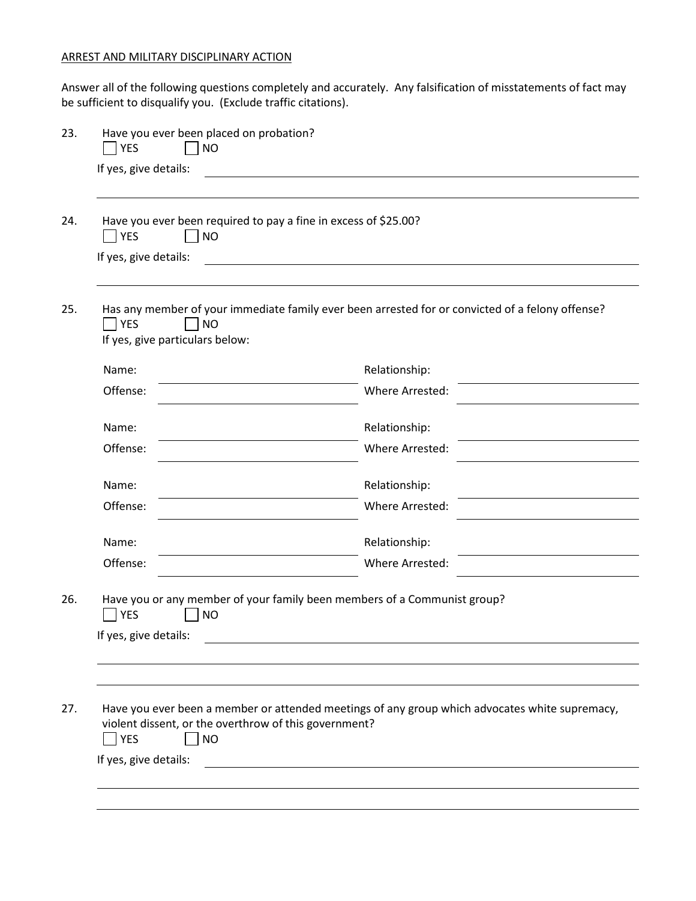ARREST AND MILITARY DISCIPLINARY ACTION

Answer all of the following questions completely and accurately. Any falsification of misstatements of fact may be sufficient to disqualify you. (Exclude traffic citations).

23. Have you ever been placed on probation?
☐ YES ☐ NO
If yes, give details: ______________________________________________
______________________________________________

24. Have you ever been required to pay a fine in excess of $25.00?
☐ YES ☐ NO
If yes, give details: ______________________________________________
______________________________________________

25. Has any member of your immediate family ever been arrested for or convicted of a felony offense?
☐ YES ☐ NO
If yes, give particulars below:

Name: ____________________ Relationship: ____________________
Offense: ____________________ Where Arrested: ____________________

Name: ____________________ Relationship: ____________________
Offense: ____________________ Where Arrested: ____________________

Name: ____________________ Relationship: ____________________
Offense: ____________________ Where Arrested: ____________________

Name: ____________________ Relationship: ____________________
Offense: ____________________ Where Arrested: ____________________

26. Have you or any member of your family been members of a Communist group?
☐ YES ☐ NO
If yes, give details: ______________________________________________
______________________________________________
______________________________________________

27. Have you ever been a member or attended meetings of any group which advocates white supremacy, violent dissent, or the overthrow of this government?
☐ YES ☐ NO
If yes, give details: ______________________________________________
______________________________________________
______________________________________________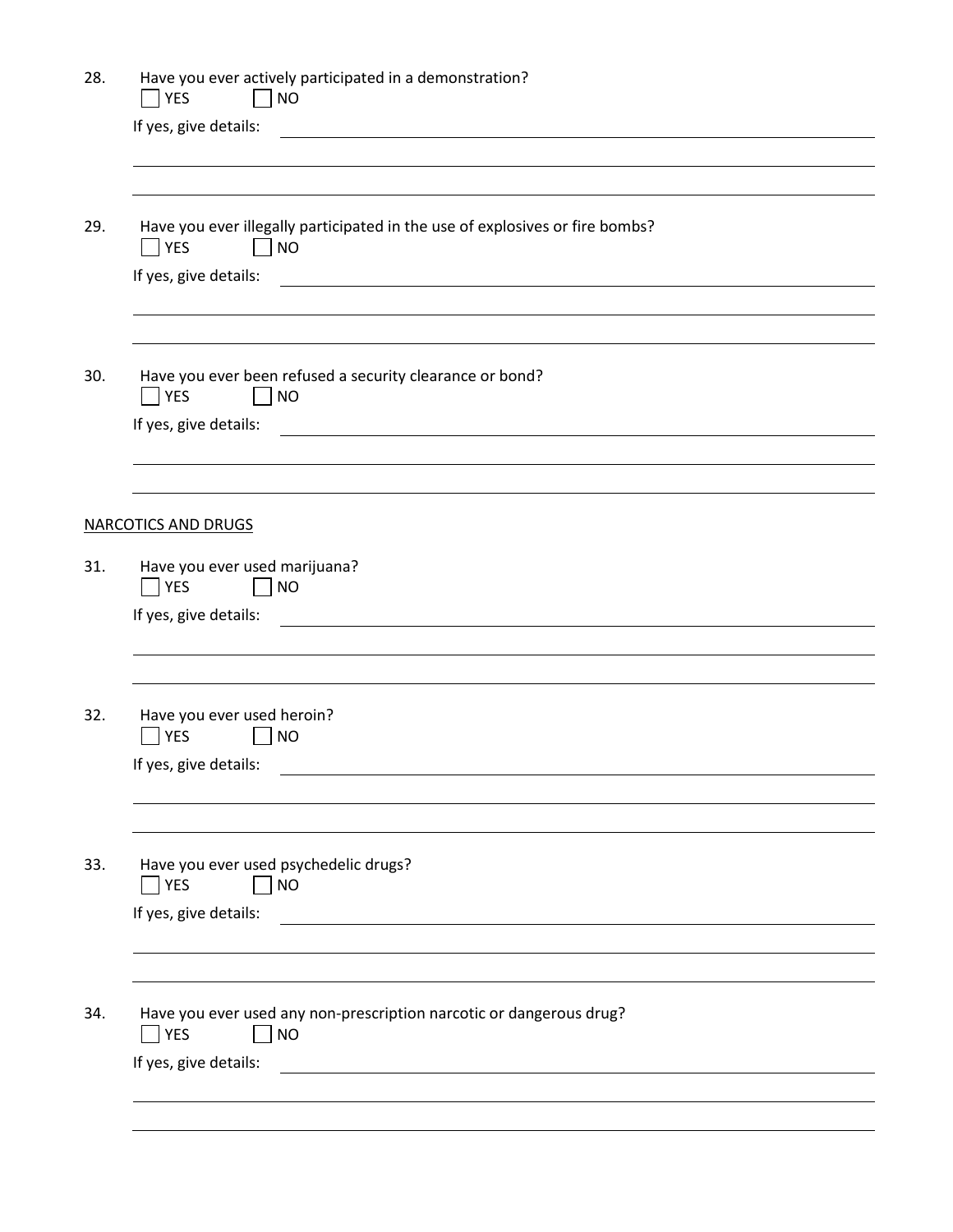28. Have you ever actively participated in a demonstration?

☐ YES ☐ NO

If yes, give details: ______________________________________________

______________________________________________

______________________________________________

29. Have you ever illegally participated in the use of explosives or fire bombs?

☐ YES ☐ NO

If yes, give details: ______________________________________________

______________________________________________

______________________________________________

30. Have you ever been refused a security clearance or bond?

☐ YES ☐ NO

If yes, give details: ______________________________________________

______________________________________________

______________________________________________

NARCOTICS AND DRUGS

31. Have you ever used marijuana?

☐ YES ☐ NO

If yes, give details: ______________________________________________

______________________________________________

______________________________________________

32. Have you ever used heroin?

☐ YES ☐ NO

If yes, give details: ______________________________________________

______________________________________________

______________________________________________

33. Have you ever used psychedelic drugs?

☐ YES ☐ NO

If yes, give details: ______________________________________________

______________________________________________

______________________________________________

34. Have you ever used any non-prescription narcotic or dangerous drug?

☐ YES ☐ NO

If yes, give details: ______________________________________________

______________________________________________

______________________________________________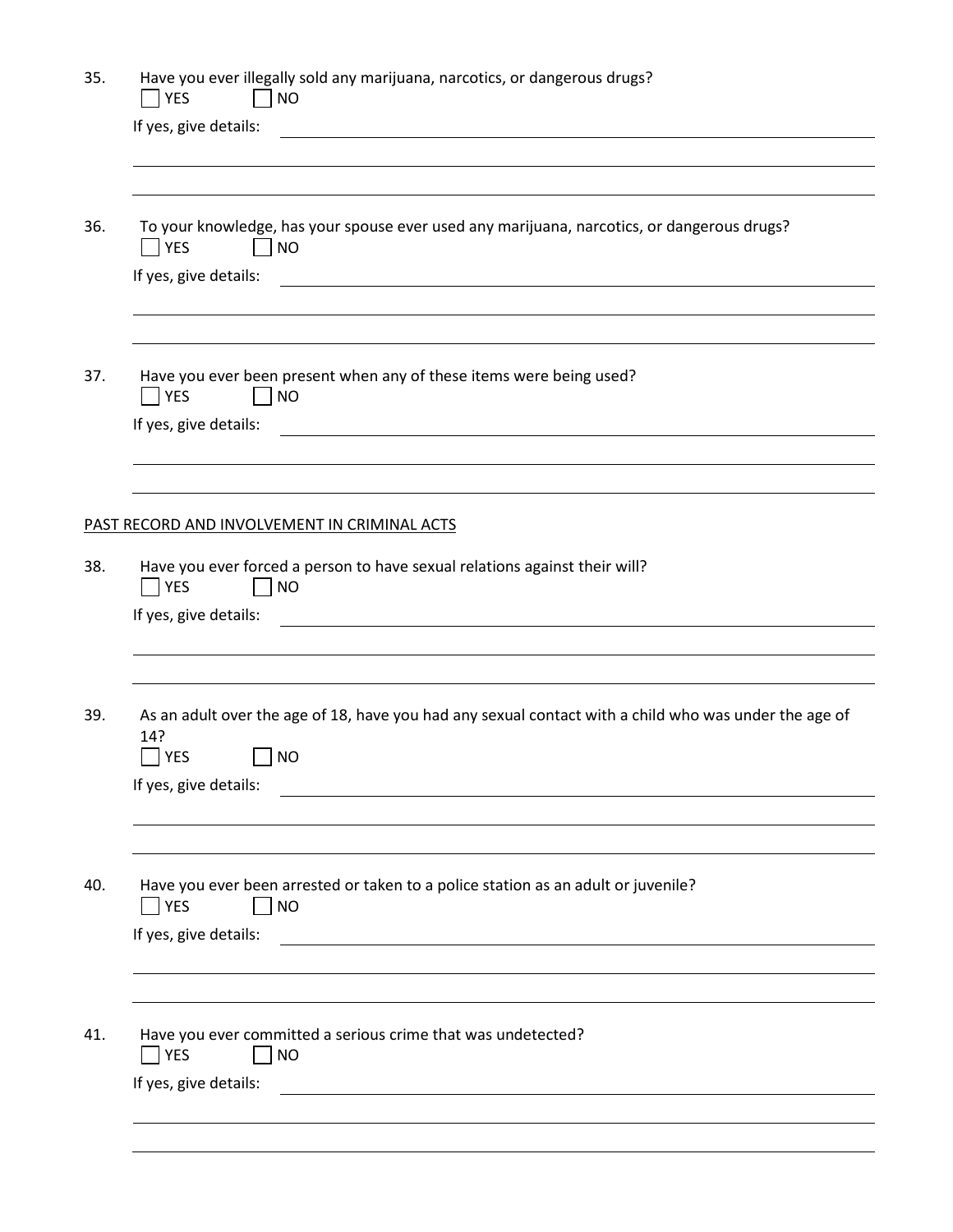35. Have you ever illegally sold any marijuana, narcotics, or dangerous drugs?

☐ YES ☐ NO

If yes, give details: \_\_\_\_\_\_\_\_\_\_\_\_\_\_\_\_\_\_\_\_\_\_\_\_\_\_\_\_\_\_\_\_\_\_\_\_\_\_\_\_

36. To your knowledge, has your spouse ever used any marijuana, narcotics, or dangerous drugs?

☐ YES ☐ NO

If yes, give details: \_\_\_\_\_\_\_\_\_\_\_\_\_\_\_\_\_\_\_\_\_\_\_\_\_\_\_\_\_\_\_\_\_\_\_\_\_\_\_\_

37. Have you ever been present when any of these items were being used?

☐ YES ☐ NO

If yes, give details: \_\_\_\_\_\_\_\_\_\_\_\_\_\_\_\_\_\_\_\_\_\_\_\_\_\_\_\_\_\_\_\_\_\_\_\_\_\_\_\_

## PAST RECORD AND INVOLVEMENT IN CRIMINAL ACTS

38. Have you ever forced a person to have sexual relations against their will?

☐ YES ☐ NO

If yes, give details: \_\_\_\_\_\_\_\_\_\_\_\_\_\_\_\_\_\_\_\_\_\_\_\_\_\_\_\_\_\_\_\_\_\_\_\_\_\_\_\_

39. As an adult over the age of 18, have you had any sexual contact with a child who was under the age of 14?

☐ YES ☐ NO

If yes, give details: \_\_\_\_\_\_\_\_\_\_\_\_\_\_\_\_\_\_\_\_\_\_\_\_\_\_\_\_\_\_\_\_\_\_\_\_\_\_\_\_

40. Have you ever been arrested or taken to a police station as an adult or juvenile?

☐ YES ☐ NO

If yes, give details: \_\_\_\_\_\_\_\_\_\_\_\_\_\_\_\_\_\_\_\_\_\_\_\_\_\_\_\_\_\_\_\_\_\_\_\_\_\_\_\_

41. Have you ever committed a serious crime that was undetected?

☐ YES ☐ NO

If yes, give details: \_\_\_\_\_\_\_\_\_\_\_\_\_\_\_\_\_\_\_\_\_\_\_\_\_\_\_\_\_\_\_\_\_\_\_\_\_\_\_\_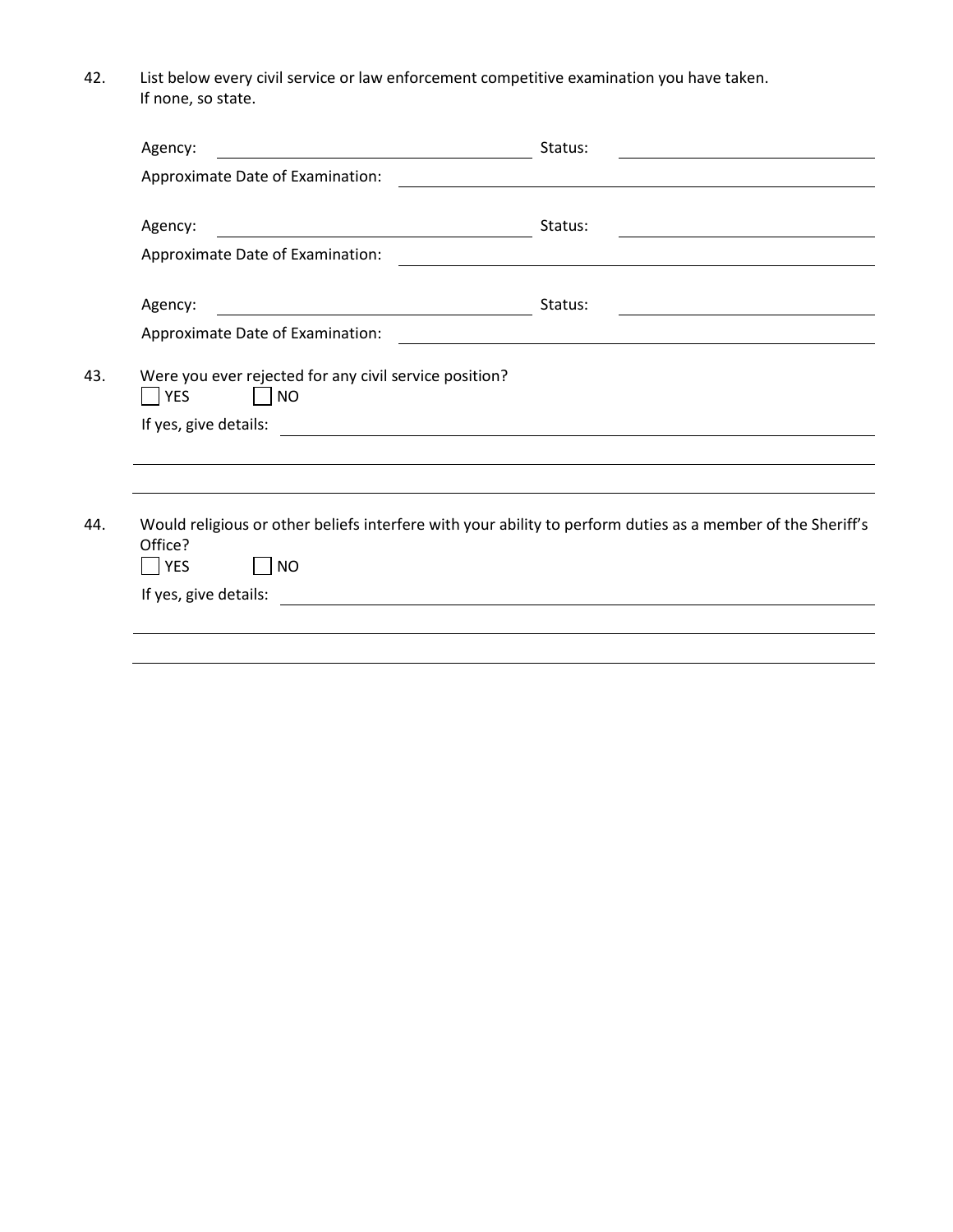42. List below every civil service or law enforcement competitive examination you have taken. If none, so state.

Agency: ______________________________ Status: ______________________

Approximate Date of Examination: ______________________________

Agency: ______________________________ Status: ______________________

Approximate Date of Examination: ______________________________

Agency: ______________________________ Status: ______________________

Approximate Date of Examination: ______________________________

43. Were you ever rejected for any civil service position?

☐ YES ☐ NO

If yes, give details: ______________________________

______________________________________________________________

______________________________________________________________

44. Would religious or other beliefs interfere with your ability to perform duties as a member of the Sheriff's Office?

☐ YES ☐ NO

If yes, give details: ______________________________

______________________________________________________________

______________________________________________________________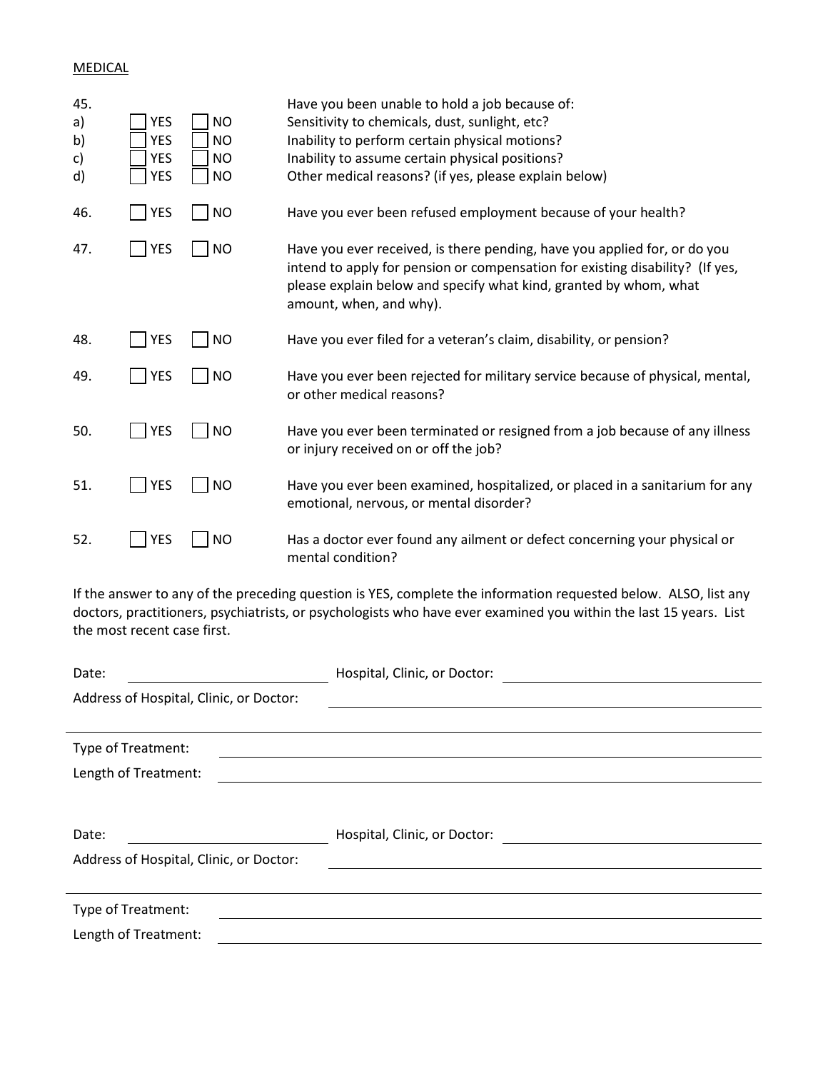MEDICAL

45. Have you been unable to hold a job because of:

a) ☐ YES ☐ NO — Sensitivity to chemicals, dust, sunlight, etc?

b) ☐ YES ☐ NO — Inability to perform certain physical motions?

c) ☐ YES ☐ NO — Inability to assume certain physical positions?

d) ☐ YES ☐ NO — Other medical reasons? (if yes, please explain below)

46. ☐ YES ☐ NO — Have you ever been refused employment because of your health?

47. ☐ YES ☐ NO — Have you ever received, is there pending, have you applied for, or do you intend to apply for pension or compensation for existing disability? (If yes, please explain below and specify what kind, granted by whom, what amount, when, and why).

48. ☐ YES ☐ NO — Have you ever filed for a veteran's claim, disability, or pension?

49. ☐ YES ☐ NO — Have you ever been rejected for military service because of physical, mental, or other medical reasons?

50. ☐ YES ☐ NO — Have you ever been terminated or resigned from a job because of any illness or injury received on or off the job?

51. ☐ YES ☐ NO — Have you ever been examined, hospitalized, or placed in a sanitarium for any emotional, nervous, or mental disorder?

52. ☐ YES ☐ NO — Has a doctor ever found any ailment or defect concerning your physical or mental condition?

If the answer to any of the preceding question is YES, complete the information requested below. ALSO, list any doctors, practitioners, psychiatrists, or psychologists who have ever examined you within the last 15 years. List the most recent case first.

Date: ______________________ Hospital, Clinic, or Doctor: ______________________

Address of Hospital, Clinic, or Doctor: ______________________

______________________

Type of Treatment: ______________________

Length of Treatment: ______________________

Date: ______________________ Hospital, Clinic, or Doctor: ______________________

Address of Hospital, Clinic, or Doctor: ______________________

______________________

Type of Treatment: ______________________

Length of Treatment: ______________________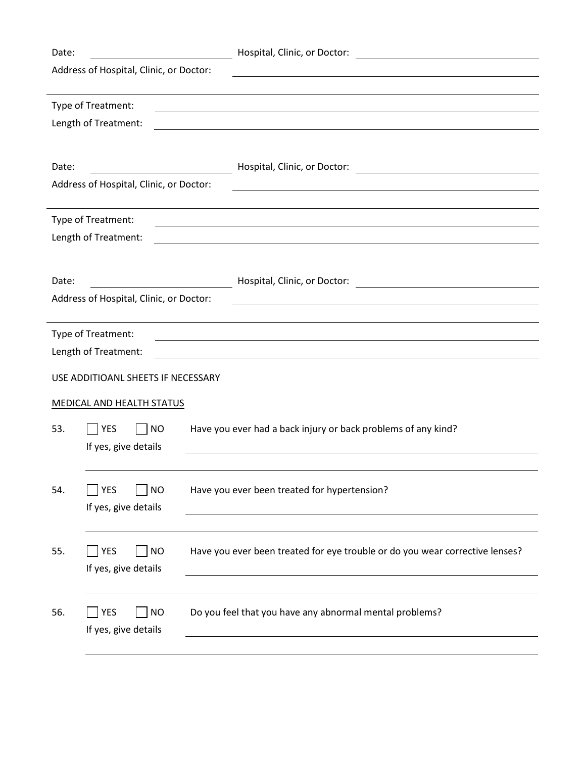Date: ______________________ Hospital, Clinic, or Doctor: ______________________

Address of Hospital, Clinic, or Doctor: ______________________

______________________

Type of Treatment: ______________________

Length of Treatment: ______________________

Date: ______________________ Hospital, Clinic, or Doctor: ______________________

Address of Hospital, Clinic, or Doctor: ______________________

______________________

Type of Treatment: ______________________

Length of Treatment: ______________________

Date: ______________________ Hospital, Clinic, or Doctor: ______________________

Address of Hospital, Clinic, or Doctor: ______________________

______________________

Type of Treatment: ______________________

Length of Treatment: ______________________

USE ADDITIOANL SHEETS IF NECESSARY

MEDICAL AND HEALTH STATUS

53. ☐ YES ☐ NO Have you ever had a back injury or back problems of any kind?

If yes, give details ______________________

______________________

54. ☐ YES ☐ NO Have you ever been treated for hypertension?

If yes, give details ______________________

______________________

55. ☐ YES ☐ NO Have you ever been treated for eye trouble or do you wear corrective lenses?

If yes, give details ______________________

______________________

56. ☐ YES ☐ NO Do you feel that you have any abnormal mental problems?

If yes, give details ______________________

______________________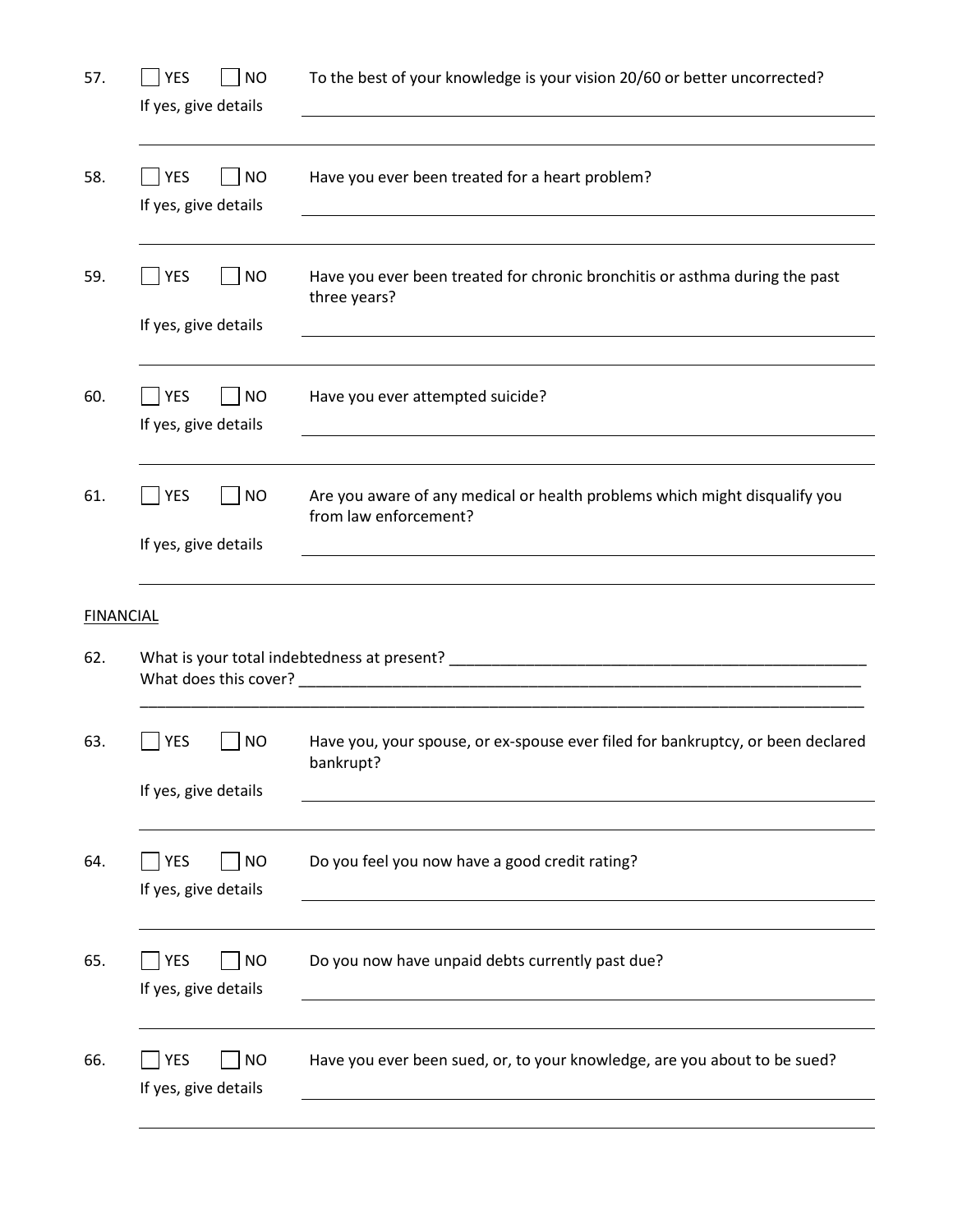57. ☐ YES ☐ NO To the best of your knowledge is your vision 20/60 or better uncorrected?

If yes, give details ______________________________________________

______________________________________________

58. ☐ YES ☐ NO Have you ever been treated for a heart problem?

If yes, give details ______________________________________________

______________________________________________

59. ☐ YES ☐ NO Have you ever been treated for chronic bronchitis or asthma during the past three years?

If yes, give details ______________________________________________

______________________________________________

60. ☐ YES ☐ NO Have you ever attempted suicide?

If yes, give details ______________________________________________

______________________________________________

61. ☐ YES ☐ NO Are you aware of any medical or health problems which might disqualify you from law enforcement?

If yes, give details ______________________________________________

______________________________________________

FINANCIAL

62. What is your total indebtedness at present? ______________________________________________
What does this cover? ______________________________________________
______________________________________________

63. ☐ YES ☐ NO Have you, your spouse, or ex-spouse ever filed for bankruptcy, or been declared bankrupt?

If yes, give details ______________________________________________

______________________________________________

64. ☐ YES ☐ NO Do you feel you now have a good credit rating?

If yes, give details ______________________________________________

______________________________________________

65. ☐ YES ☐ NO Do you now have unpaid debts currently past due?

If yes, give details ______________________________________________

______________________________________________

66. ☐ YES ☐ NO Have you ever been sued, or, to your knowledge, are you about to be sued?

If yes, give details ______________________________________________

______________________________________________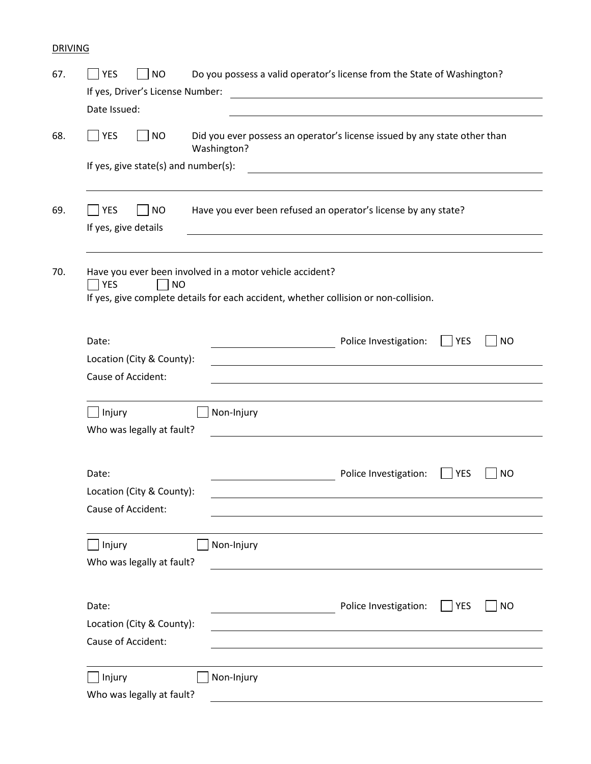DRIVING

67. ☐ YES ☐ NO Do you possess a valid operator's license from the State of Washington?

If yes, Driver's License Number: ______________________________

Date Issued: ______________________________

68. ☐ YES ☐ NO Did you ever possess an operator's license issued by any state other than Washington?

If yes, give state(s) and number(s): ______________________________

______________________________

69. ☐ YES ☐ NO Have you ever been refused an operator's license by any state?

If yes, give details ______________________________

______________________________

70. Have you ever been involved in a motor vehicle accident?

☐ YES ☐ NO

If yes, give complete details for each accident, whether collision or non-collision.

Date: ______________ Police Investigation: ☐ YES ☐ NO

Location (City & County): ______________________________

Cause of Accident: ______________________________

______________________________

☐ Injury ☐ Non-Injury

Who was legally at fault? ______________________________

Date: ______________ Police Investigation: ☐ YES ☐ NO

Location (City & County): ______________________________

Cause of Accident: ______________________________

______________________________

☐ Injury ☐ Non-Injury

Who was legally at fault? ______________________________

Date: ______________ Police Investigation: ☐ YES ☐ NO

Location (City & County): ______________________________

Cause of Accident: ______________________________

______________________________

☐ Injury ☐ Non-Injury

Who was legally at fault? ______________________________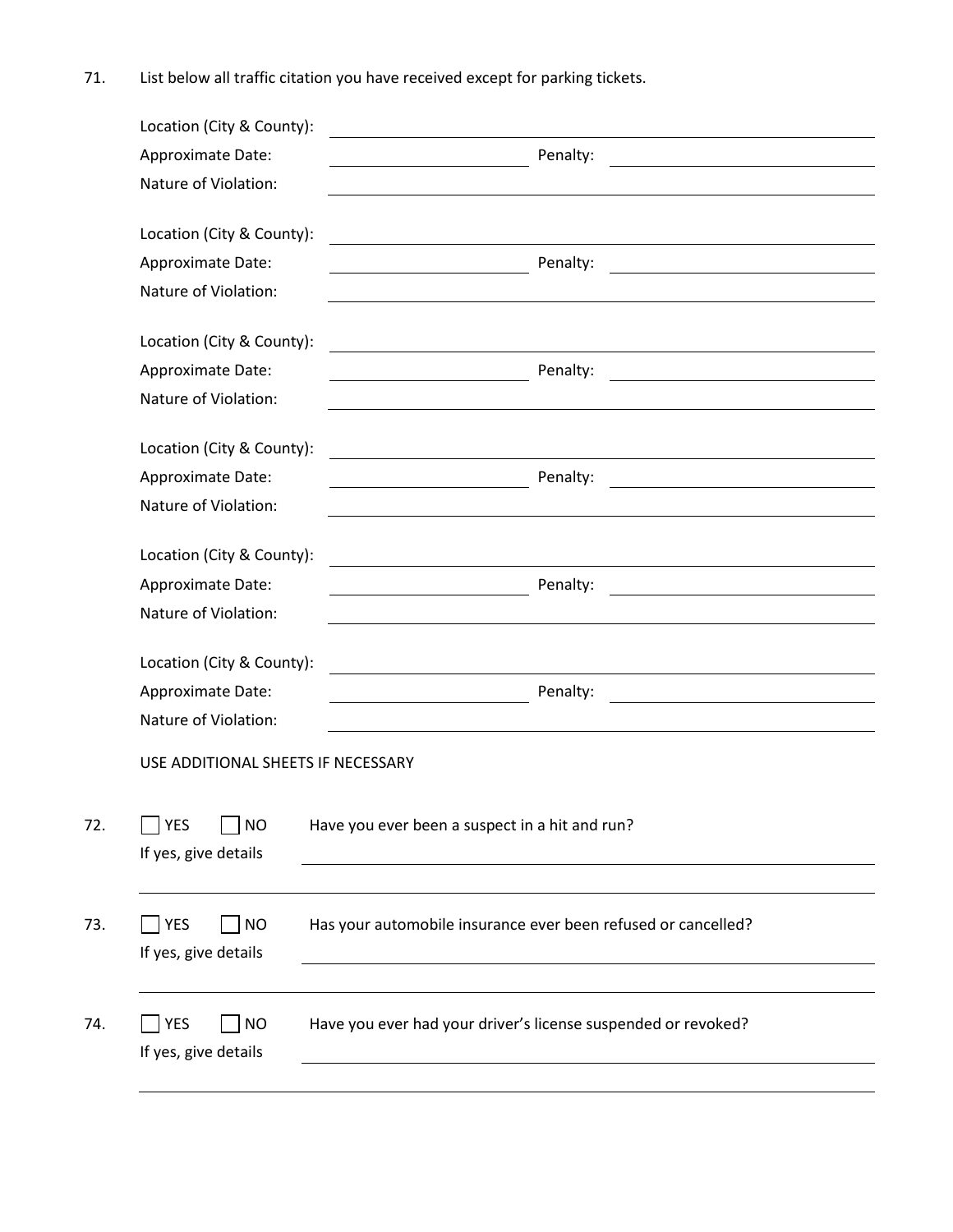71. List below all traffic citation you have received except for parking tickets.

Location (City & County): ______________________________

Approximate Date: ______________ Penalty: ______________

Nature of Violation: ______________________________

Location (City & County): ______________________________

Approximate Date: ______________ Penalty: ______________

Nature of Violation: ______________________________

Location (City & County): ______________________________

Approximate Date: ______________ Penalty: ______________

Nature of Violation: ______________________________

Location (City & County): ______________________________

Approximate Date: ______________ Penalty: ______________

Nature of Violation: ______________________________

Location (City & County): ______________________________

Approximate Date: ______________ Penalty: ______________

Nature of Violation: ______________________________

Location (City & County): ______________________________

Approximate Date: ______________ Penalty: ______________

Nature of Violation: ______________________________

USE ADDITIONAL SHEETS IF NECESSARY

72. ☐ YES ☐ NO Have you ever been a suspect in a hit and run?

If yes, give details ______________________________

______________________________

73. ☐ YES ☐ NO Has your automobile insurance ever been refused or cancelled?

If yes, give details ______________________________

______________________________

74. ☐ YES ☐ NO Have you ever had your driver's license suspended or revoked?

If yes, give details ______________________________

______________________________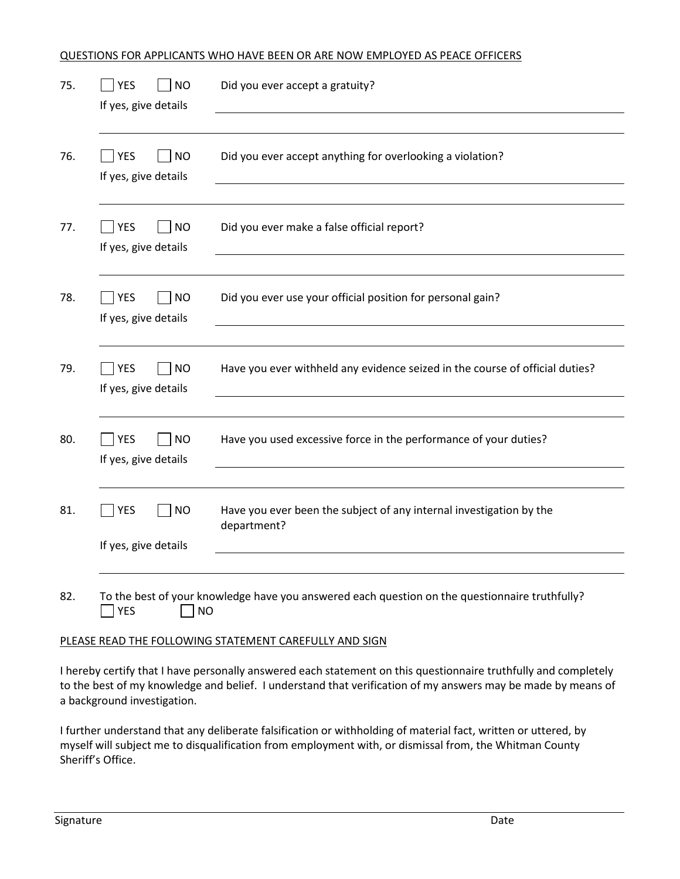QUESTIONS FOR APPLICANTS WHO HAVE BEEN OR ARE NOW EMPLOYED AS PEACE OFFICERS

75. ☐ YES ☐ NO Did you ever accept a gratuity?
If yes, give details ____________________________________________

76. ☐ YES ☐ NO Did you ever accept anything for overlooking a violation?
If yes, give details ____________________________________________

77. ☐ YES ☐ NO Did you ever make a false official report?
If yes, give details ____________________________________________

78. ☐ YES ☐ NO Did you ever use your official position for personal gain?
If yes, give details ____________________________________________

79. ☐ YES ☐ NO Have you ever withheld any evidence seized in the course of official duties?
If yes, give details ____________________________________________

80. ☐ YES ☐ NO Have you used excessive force in the performance of your duties?
If yes, give details ____________________________________________

81. ☐ YES ☐ NO Have you ever been the subject of any internal investigation by the department?
If yes, give details ____________________________________________

82. To the best of your knowledge have you answered each question on the questionnaire truthfully?
☐ YES ☐ NO

PLEASE READ THE FOLLOWING STATEMENT CAREFULLY AND SIGN

I hereby certify that I have personally answered each statement on this questionnaire truthfully and completely to the best of my knowledge and belief. I understand that verification of my answers may be made by means of a background investigation.

I further understand that any deliberate falsification or withholding of material fact, written or uttered, by myself will subject me to disqualification from employment with, or dismissal from, the Whitman County Sheriff's Office.

Signature ____________________________________________ Date ____________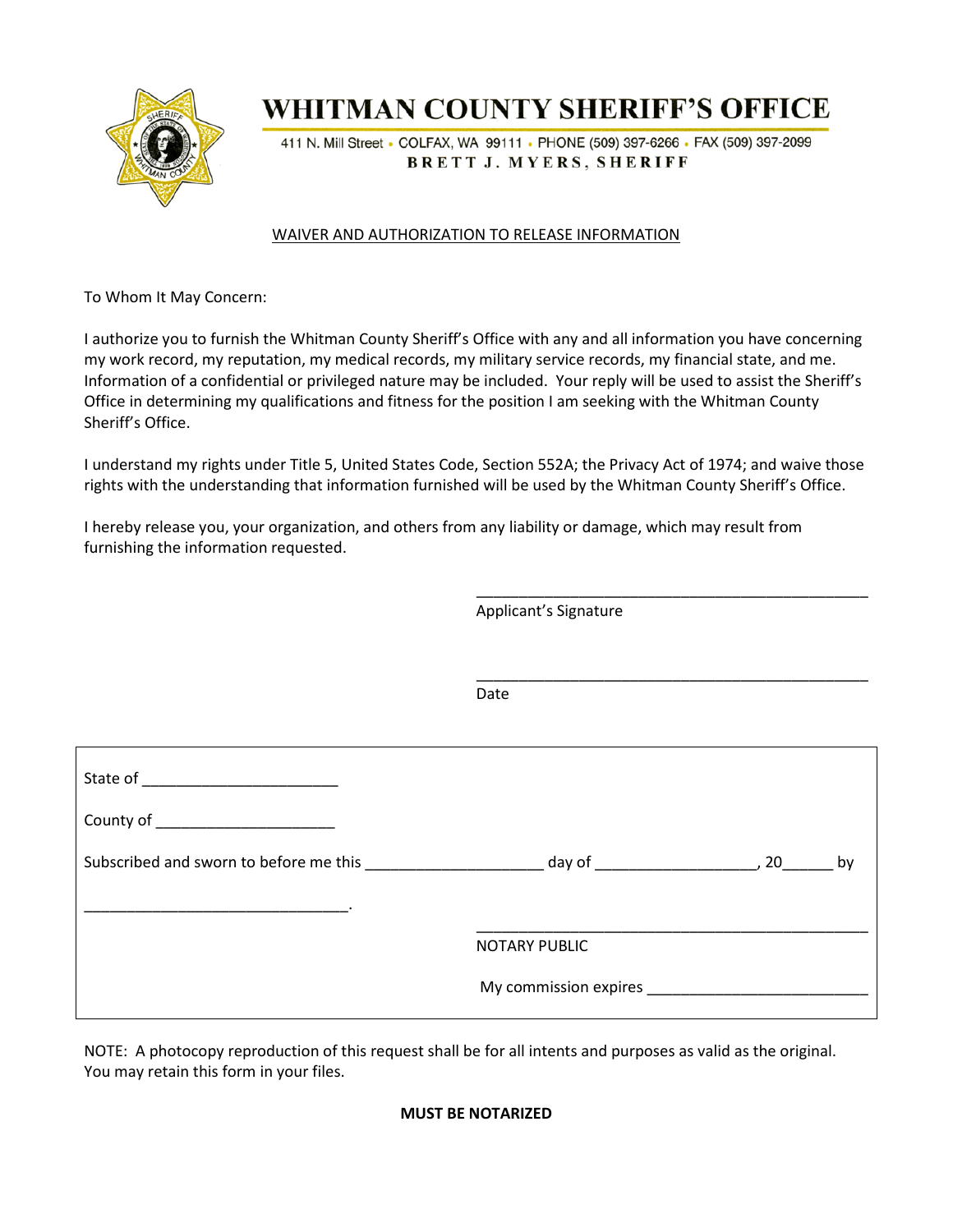# WHITMAN COUNTY SHERIFF'S OFFICE

411 N. Mill Street • COLFAX, WA 99111 • PHONE (509) 397-6266 • FAX (509) 397-2099

**BRETT J. MYERS, SHERIFF**

## WAIVER AND AUTHORIZATION TO RELEASE INFORMATION

To Whom It May Concern:

I authorize you to furnish the Whitman County Sheriff's Office with any and all information you have concerning my work record, my reputation, my medical records, my military service records, my financial state, and me. Information of a confidential or privileged nature may be included. Your reply will be used to assist the Sheriff's Office in determining my qualifications and fitness for the position I am seeking with the Whitman County Sheriff's Office.

I understand my rights under Title 5, United States Code, Section 552A; the Privacy Act of 1974; and waive those rights with the understanding that information furnished will be used by the Whitman County Sheriff's Office.

I hereby release you, your organization, and others from any liability or damage, which may result from furnishing the information requested.

_______________________________________________
Applicant's Signature

_______________________________________________
Date

State of ______________________

County of ____________________

Subscribed and sworn to before me this ____________________ day of __________________, 20______ by

______________________________.

_______________________________________________
NOTARY PUBLIC

My commission expires ________________________

NOTE: A photocopy reproduction of this request shall be for all intents and purposes as valid as the original. You may retain this form in your files.

**MUST BE NOTARIZED**